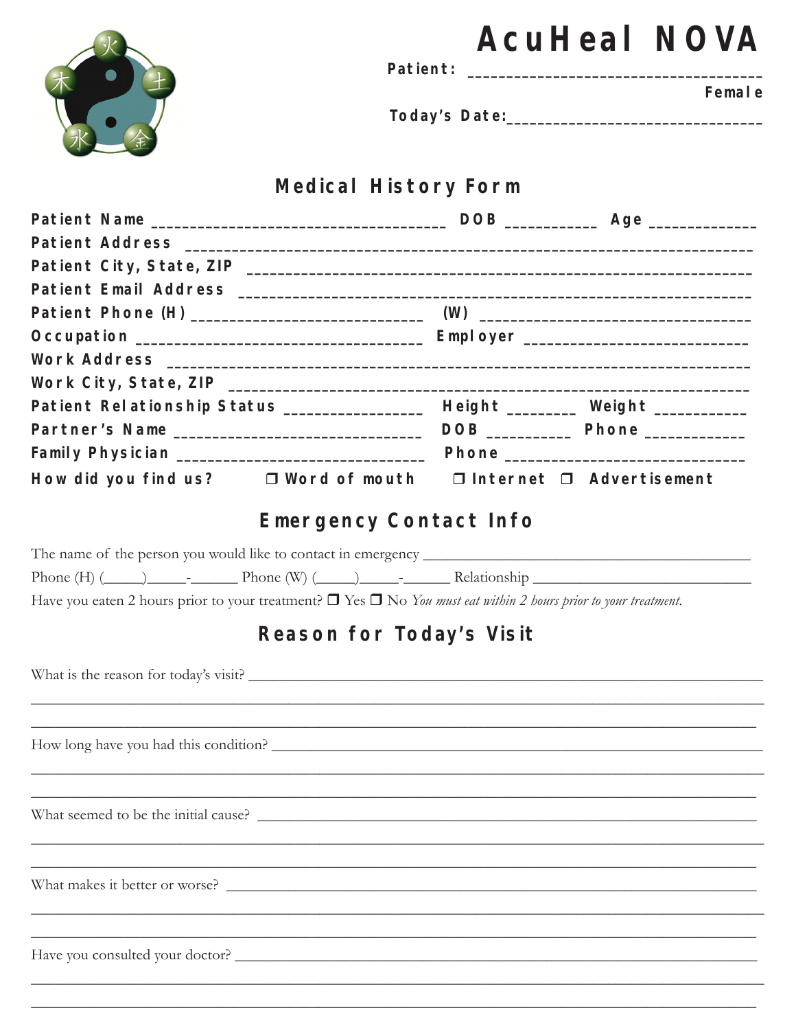# AcuHeal NOVA

**Patient:** ______________________________________

**Female**

**Today's Date:** _______________________________

## Medical History Form

**Patient Name** ____________________________________ **DOB** ___________ **Age** _____________

**Patient Address** _______________________________________________________________________

**Patient City, State, ZIP** _________________________________________________________________

**Patient Email Address** ___________________________________________________________________

**Patient Phone (H)** _____________________________ **(W)** ___________________________________

**Occupation** __________________________________ **Employer** _____________________________

**Work Address** _________________________________________________________________________

**Work City, State, ZIP** ____________________________________________________________________

**Patient Relationship Status** _________________ **Height** ________ **Weight** ___________

**Partner's Name** _______________________________ **DOB** __________ **Phone** ____________

**Family Physician** ______________________________ **Phone** _____________________________

**How did you find us?** ❒ **Word of mouth** ❒ **Internet** ❒ **Advertisement**

## Emergency Contact Info

The name of the person you would like to contact in emergency _________________________________________

Phone (H) (_____)_____-______ Phone (W) (_____)_____-______ Relationship ____________________________

Have you eaten 2 hours prior to your treatment? ❒ Yes ❒ No *You must eat within 2 hours prior to your treatment.*

## Reason for Today's Visit

What is the reason for today's visit? ________________________________________________________________

_____________________________________________________________________________________________

_____________________________________________________________________________________________

How long have you had this condition? _______________________________________________________________

_____________________________________________________________________________________________

_____________________________________________________________________________________________

What seemed to be the initial cause? ________________________________________________________________

_____________________________________________________________________________________________

_____________________________________________________________________________________________

What makes it better or worse? _____________________________________________________________________

_____________________________________________________________________________________________

_____________________________________________________________________________________________

Have you consulted your doctor? ____________________________________________________________________

_____________________________________________________________________________________________

_____________________________________________________________________________________________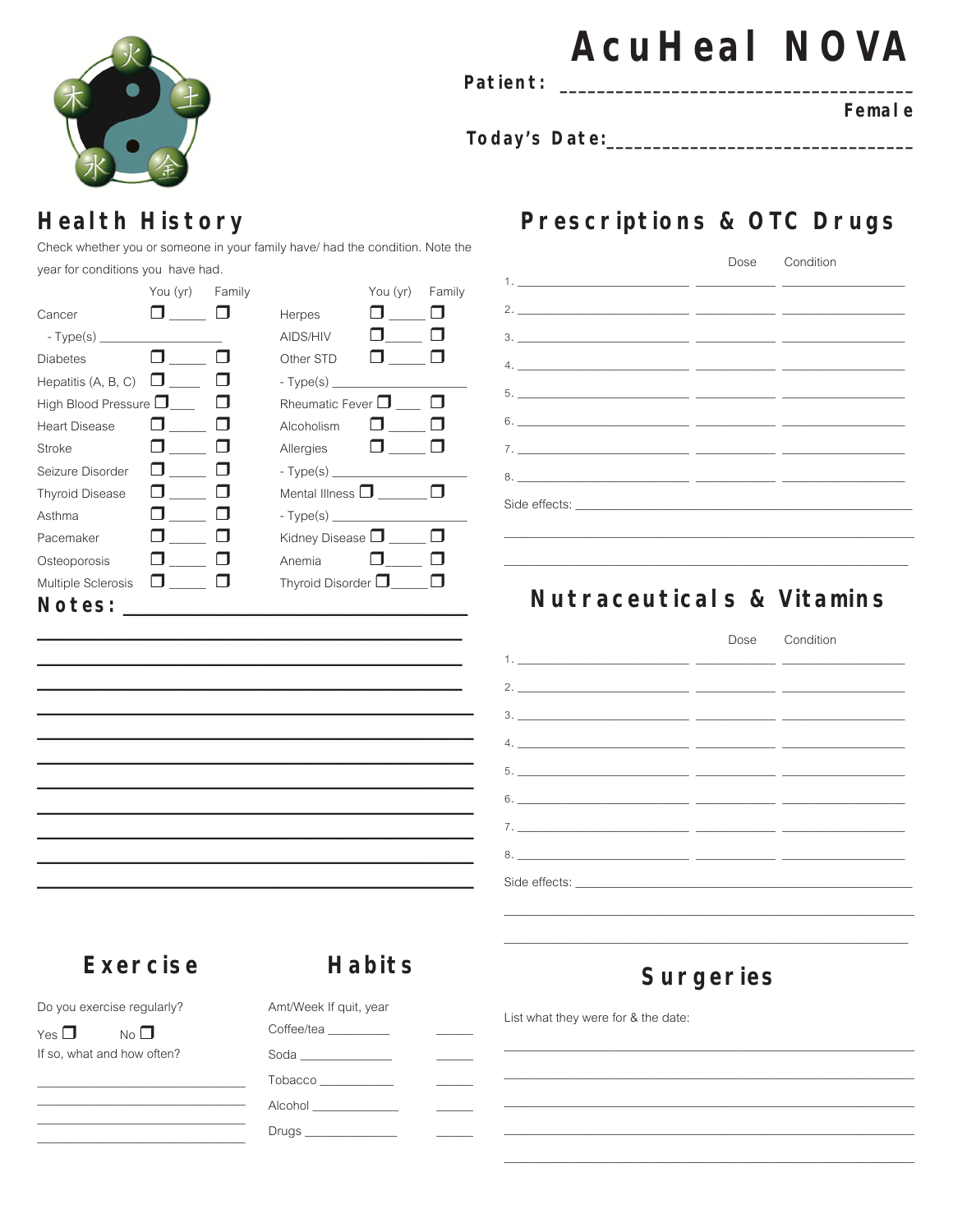# AcuHeal NOVA

**Patient:** ______________________________________

**Female**

**Today's Date:** ________________________________

## Health History

Check whether you or someone in your family have/ had the condition. Note the year for conditions you have had.

| | You (yr) | Family | | You (yr) | Family |
|---|---|---|---|---|---|
| Cancer | ❒ _____ | ❒ | Herpes | ❒ _____ | ❒ |
| - Type(s) ________________ | | | AIDS/HIV | ❒ _____ | ❒ |
| Diabetes | ❒ _____ | ❒ | Other STD | ❒ _____ | ❒ |
| Hepatitis (A, B, C) | ❒ _____ | ❒ | - Type(s) ________________ | | |
| High Blood Pressure | ❒ _____ | ❒ | Rheumatic Fever | ❒ _____ | ❒ |
| Heart Disease | ❒ _____ | ❒ | Alcoholism | ❒ _____ | ❒ |
| Stroke | ❒ _____ | ❒ | Allergies | ❒ _____ | ❒ |
| Seizure Disorder | ❒ _____ | ❒ | - Type(s) ________________ | | |
| Thyroid Disease | ❒ _____ | ❒ | Mental Illness | ❒ _____ | ❒ |
| Asthma | ❒ _____ | ❒ | - Type(s) ________________ | | |
| Pacemaker | ❒ _____ | ❒ | Kidney Disease | ❒ _____ | ❒ |
| Osteoporosis | ❒ _____ | ❒ | Anemia | ❒ _____ | ❒ |
| Multiple Sclerosis | ❒ _____ | ❒ | Thyroid Disorder | ❒ _____ | ❒ |

**Notes:** ________________________________________________

________________________________________________

________________________________________________

________________________________________________

________________________________________________

________________________________________________

________________________________________________

________________________________________________

________________________________________________

________________________________________________

________________________________________________

________________________________________________

## Prescriptions & OTC Drugs

| | | Dose | Condition |
|---|---|---|---|
| 1. | ____________ | ________ | ____________ |
| 2. | ____________ | ________ | ____________ |
| 3. | ____________ | ________ | ____________ |
| 4. | ____________ | ________ | ____________ |
| 5. | ____________ | ________ | ____________ |
| 6. | ____________ | ________ | ____________ |
| 7. | ____________ | ________ | ____________ |
| 8. | ____________ | ________ | ____________ |

Side effects: ________________________________________________

________________________________________________

________________________________________________

## Nutraceuticals & Vitamins

| | | Dose | Condition |
|---|---|---|---|
| 1. | ____________ | ________ | ____________ |
| 2. | ____________ | ________ | ____________ |
| 3. | ____________ | ________ | ____________ |
| 4. | ____________ | ________ | ____________ |
| 5. | ____________ | ________ | ____________ |
| 6. | ____________ | ________ | ____________ |
| 7. | ____________ | ________ | ____________ |
| 8. | ____________ | ________ | ____________ |

Side effects: ________________________________________________

________________________________________________

________________________________________________

## Exercise

Do you exercise regularly?

Yes ❒ No ❒

If so, what and how often?

________________________________

________________________________

________________________________

________________________________

## Habits

| Amt/Week | If quit, year |
|---|---|
| Coffee/tea _________ | _____ |
| Soda _____________ | _____ |
| Tobacco ___________ | _____ |
| Alcohol ____________ | _____ |
| Drugs _____________ | _____ |

## Surgeries

List what they were for & the date:

________________________________________________

________________________________________________

________________________________________________

________________________________________________

________________________________________________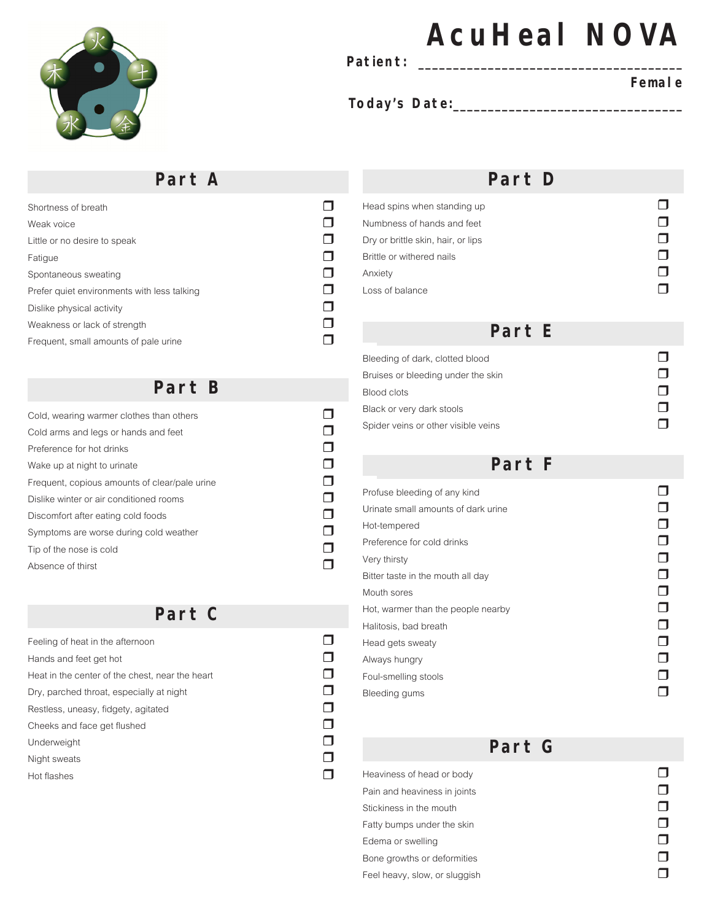# AcuHeal NOVA

**Patient:** ______________________________________

**Female**

**Today's Date:** ________________________________

## Part A

- [ ] Shortness of breath
- [ ] Weak voice
- [ ] Little or no desire to speak
- [ ] Fatigue
- [ ] Spontaneous sweating
- [ ] Prefer quiet environments with less talking
- [ ] Dislike physical activity
- [ ] Weakness or lack of strength
- [ ] Frequent, small amounts of pale urine

## Part B

- [ ] Cold, wearing warmer clothes than others
- [ ] Cold arms and legs or hands and feet
- [ ] Preference for hot drinks
- [ ] Wake up at night to urinate
- [ ] Frequent, copious amounts of clear/pale urine
- [ ] Dislike winter or air conditioned rooms
- [ ] Discomfort after eating cold foods
- [ ] Symptoms are worse during cold weather
- [ ] Tip of the nose is cold
- [ ] Absence of thirst

## Part C

- [ ] Feeling of heat in the afternoon
- [ ] Hands and feet get hot
- [ ] Heat in the center of the chest, near the heart
- [ ] Dry, parched throat, especially at night
- [ ] Restless, uneasy, fidgety, agitated
- [ ] Cheeks and face get flushed
- [ ] Underweight
- [ ] Night sweats
- [ ] Hot flashes

## Part D

- [ ] Head spins when standing up
- [ ] Numbness of hands and feet
- [ ] Dry or brittle skin, hair, or lips
- [ ] Brittle or withered nails
- [ ] Anxiety
- [ ] Loss of balance

## Part E

- [ ] Bleeding of dark, clotted blood
- [ ] Bruises or bleeding under the skin
- [ ] Blood clots
- [ ] Black or very dark stools
- [ ] Spider veins or other visible veins

## Part F

- [ ] Profuse bleeding of any kind
- [ ] Urinate small amounts of dark urine
- [ ] Hot-tempered
- [ ] Preference for cold drinks
- [ ] Very thirsty
- [ ] Bitter taste in the mouth all day
- [ ] Mouth sores
- [ ] Hot, warmer than the people nearby
- [ ] Halitosis, bad breath
- [ ] Head gets sweaty
- [ ] Always hungry
- [ ] Foul-smelling stools
- [ ] Bleeding gums

## Part G

- [ ] Heaviness of head or body
- [ ] Pain and heaviness in joints
- [ ] Stickiness in the mouth
- [ ] Fatty bumps under the skin
- [ ] Edema or swelling
- [ ] Bone growths or deformities
- [ ] Feel heavy, slow, or sluggish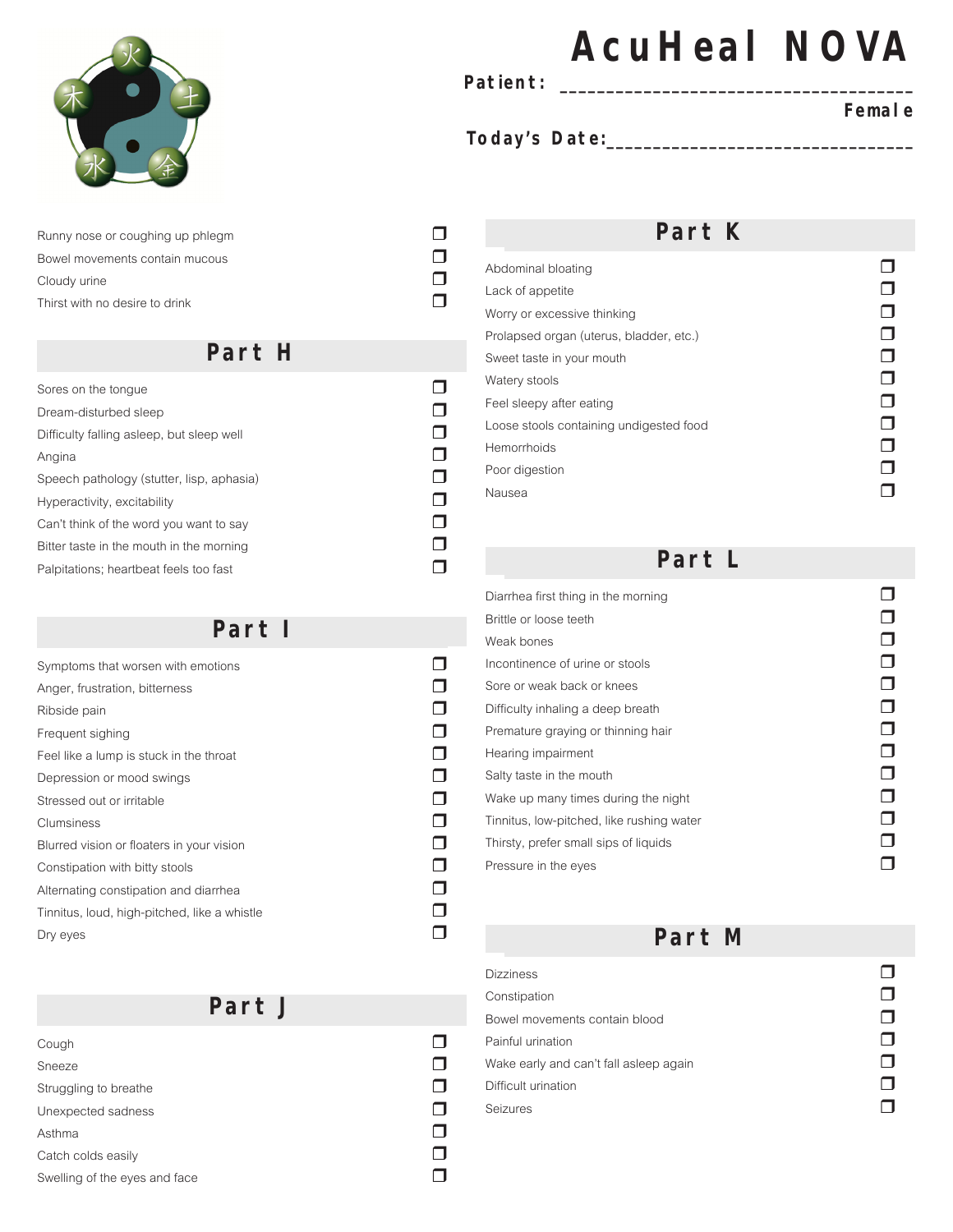# AcuHeal NOVA

**Patient:** ______________________________________

**Female**

**Today's Date:** ________________________________

- Runny nose or coughing up phlegm ❒
- Bowel movements contain mucous ❒
- Cloudy urine ❒
- Thirst with no desire to drink ❒

## Part H

- Sores on the tongue ❒
- Dream-disturbed sleep ❒
- Difficulty falling asleep, but sleep well ❒
- Angina ❒
- Speech pathology (stutter, lisp, aphasia) ❒
- Hyperactivity, excitability ❒
- Can't think of the word you want to say ❒
- Bitter taste in the mouth in the morning ❒
- Palpitations; heartbeat feels too fast ❒

## Part I

- Symptoms that worsen with emotions ❒
- Anger, frustration, bitterness ❒
- Ribside pain ❒
- Frequent sighing ❒
- Feel like a lump is stuck in the throat ❒
- Depression or mood swings ❒
- Stressed out or irritable ❒
- Clumsiness ❒
- Blurred vision or floaters in your vision ❒
- Constipation with bitty stools ❒
- Alternating constipation and diarrhea ❒
- Tinnitus, loud, high-pitched, like a whistle ❒
- Dry eyes ❒

## Part J

- Cough ❒
- Sneeze ❒
- Struggling to breathe ❒
- Unexpected sadness ❒
- Asthma ❒
- Catch colds easily ❒
- Swelling of the eyes and face ❒

## Part K

- Abdominal bloating ❒
- Lack of appetite ❒
- Worry or excessive thinking ❒
- Prolapsed organ (uterus, bladder, etc.) ❒
- Sweet taste in your mouth ❒
- Watery stools ❒
- Feel sleepy after eating ❒
- Loose stools containing undigested food ❒
- Hemorrhoids ❒
- Poor digestion ❒
- Nausea ❒

## Part L

- Diarrhea first thing in the morning ❒
- Brittle or loose teeth ❒
- Weak bones ❒
- Incontinence of urine or stools ❒
- Sore or weak back or knees ❒
- Difficulty inhaling a deep breath ❒
- Premature graying or thinning hair ❒
- Hearing impairment ❒
- Salty taste in the mouth ❒
- Wake up many times during the night ❒
- Tinnitus, low-pitched, like rushing water ❒
- Thirsty, prefer small sips of liquids ❒
- Pressure in the eyes ❒

## Part M

- Dizziness ❒
- Constipation ❒
- Bowel movements contain blood ❒
- Painful urination ❒
- Wake early and can't fall asleep again ❒
- Difficult urination ❒
- Seizures ❒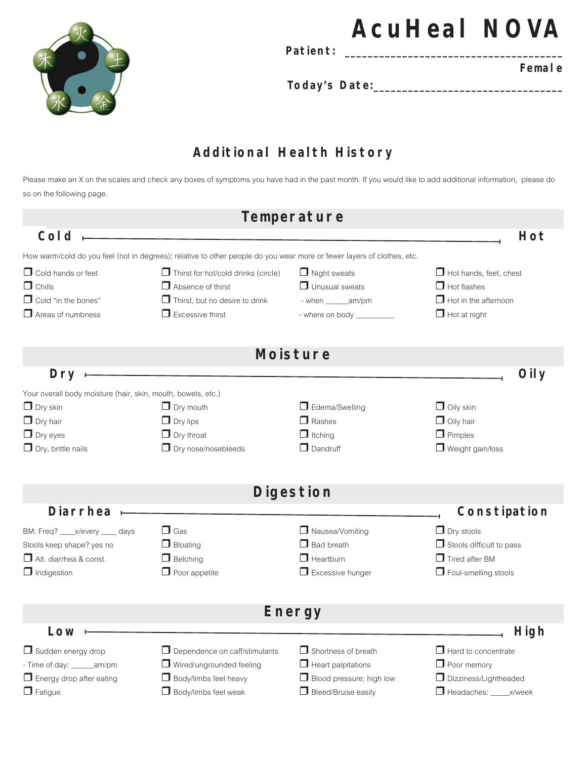# AcuHeal NOVA

**Patient:** ______________________________________

**Female**

**Today's Date:**________________________________

## Additional Health History

Please make an X on the scales and check any boxes of symptoms you have had in the past month. If you would like to add additional information, please do so on the following page.

### Temperature

**Cold** ———————————————————————————— **Hot**

How warm/cold do you feel (not in degrees); relative to other people do you wear more or fewer layers of clothes, etc.

- ❐ Cold hands or feet
- ❐ Chills
- ❐ Cold "in the bones"
- ❐ Areas of numbness
- ❐ Thirst for hot/cold drinks (circle)
- ❐ Absence of thirst
- ❐ Thirst, but no desire to drink
- ❐ Excessive thirst
- ❐ Night sweats
- ❐ Unusual sweats
  - when _____am/pm
  - where on body _________
- ❐ Hot hands, feet, chest
- ❐ Hot flashes
- ❐ Hot in the afternoon
- ❐ Hot at night

### Moisture

**Dry** ———————————————————————————— **Oily**

Your overall body moisture (hair, skin, mouth, bowels, etc.)

- ❐ Dry skin
- ❐ Dry hair
- ❐ Dry eyes
- ❐ Dry, brittle nails
- ❐ Dry mouth
- ❐ Dry lips
- ❐ Dry throat
- ❐ Dry nose/nosebleeds
- ❐ Edema/Swelling
- ❐ Rashes
- ❐ Itching
- ❐ Dandruff
- ❐ Oily skin
- ❐ Oily hair
- ❐ Pimples
- ❐ Weight gain/loss

### Digestion

**Diarrhea** ———————————————————————————— **Constipation**

BM: Freq? ____x/every ____ days

Stools keep shape? yes no

- ❐ Alt. diarrhea & const.
- ❐ Indigestion
- ❐ Gas
- ❐ Bloating
- ❐ Belching
- ❐ Poor appetite
- ❐ Nausea/Vomiting
- ❐ Bad breath
- ❐ Heartburn
- ❐ Excessive hunger
- ❐ Dry stools
- ❐ Stools difficult to pass
- ❐ Tired after BM
- ❐ Foul-smelling stools

### Energy

**Low** ———————————————————————————— **High**

- ❐ Sudden energy drop
  - Time of day: ______am/pm
- ❐ Energy drop after eating
- ❐ Fatigue
- ❐ Dependence on caff/stimulants
- ❐ Wired/ungrounded feeling
- ❐ Body/limbs feel heavy
- ❐ Body/limbs feel weak
- ❐ Shortness of breath
- ❐ Heart palpitations
- ❐ Blood pressure: high low
- ❐ Bleed/Bruise easily
- ❐ Hard to concentrate
- ❐ Poor memory
- ❐ Dizziness/Lightheaded
- ❐ Headaches: _____x/week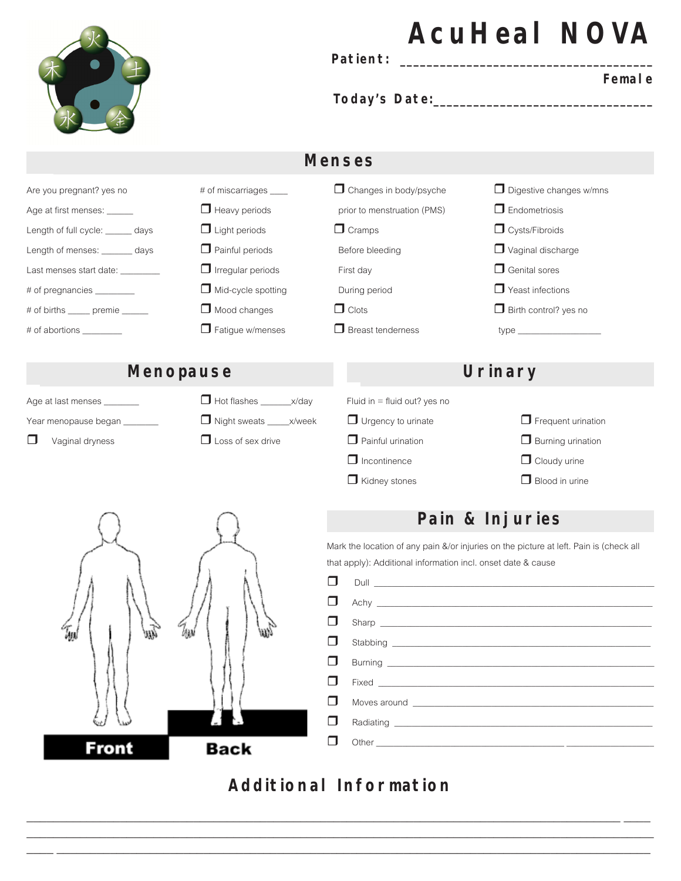# AcuHeal NOVA

**Patient:** ______________________________________

**Female**

**Today's Date:** ________________________________

## Menses

Are you pregnant? yes no

Age at first menses: ______

Length of full cycle: ______ days

Length of menses: _______ days

Last menses start date: _________

# of pregnancies _________

# of births _____ premie ______

# of abortions _________

# of miscarriages ____

- ❒ Heavy periods
- ❒ Light periods
- ❒ Painful periods
- ❒ Irregular periods
- ❒ Mid-cycle spotting
- ❒ Mood changes
- ❒ Fatigue w/menses
- ❒ Changes in body/psyche prior to menstruation (PMS)
- ❒ Cramps
  - Before bleeding
  - First day
  - During period
- ❒ Clots
- ❒ Breast tenderness
- ❒ Digestive changes w/mns
- ❒ Endometriosis
- ❒ Cysts/Fibroids
- ❒ Vaginal discharge
- ❒ Genital sores
- ❒ Yeast infections
- ❒ Birth control? yes no

type _________________

## Menopause

Age at last menses ________

Year menopause began ________

- ❒ Vaginal dryness
- ❒ Hot flashes _______x/day
- ❒ Night sweats _____x/week
- ❒ Loss of sex drive

## Urinary

Fluid in = fluid out? yes no

- ❒ Urgency to urinate
- ❒ Painful urination
- ❒ Incontinence
- ❒ Kidney stones
- ❒ Frequent urination
- ❒ Burning urination
- ❒ Cloudy urine
- ❒ Blood in urine

## Pain & Injuries

Front

Back

Mark the location of any pain &/or injuries on the picture at left. Pain is (check all that apply): Additional information incl. onset date & cause

- ❒ Dull ____________________________________________
- ❒ Achy ____________________________________________
- ❒ Sharp ____________________________________________
- ❒ Stabbing ____________________________________________
- ❒ Burning ____________________________________________
- ❒ Fixed ____________________________________________
- ❒ Moves around ____________________________________________
- ❒ Radiating ____________________________________________
- ❒ Other ____________________________________________

## Additional Information

______________________________________________________________________________

______________________________________________________________________________

______________________________________________________________________________